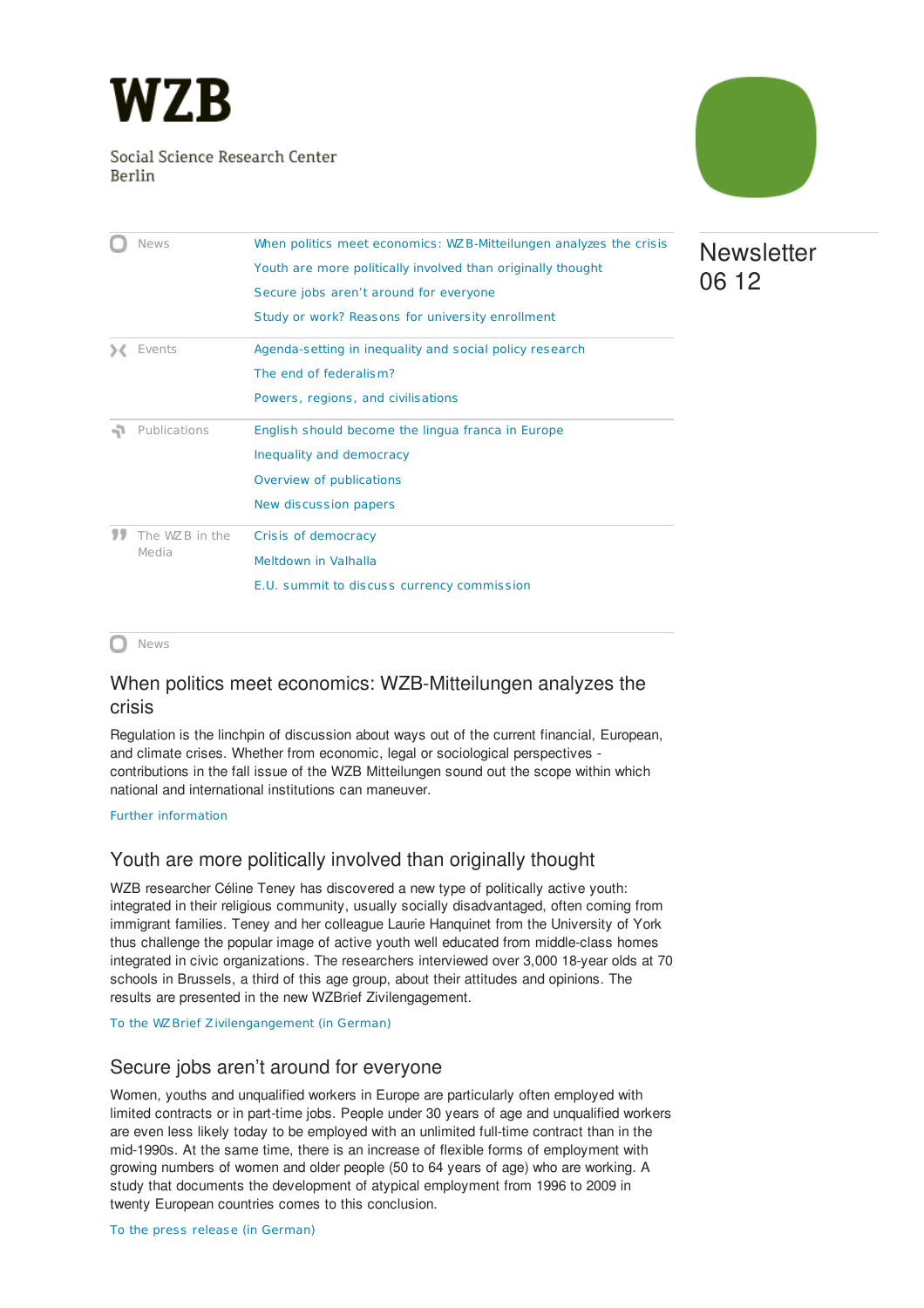# WZB

Social Science Research Center Berlin

Newsletter 06 12

| | |
|---|---|
| News | When politics meet economics: WZB-Mitteilungen analyzes the crisis |
| | Youth are more politically involved than originally thought |
| | Secure jobs aren't around for everyone |
| | Study or work? Reasons for university enrollment |
| Events | Agenda-setting in inequality and social policy research |
| | The end of federalism? |
| | Powers, regions, and civilisations |
| Publications | English should become the lingua franca in Europe |
| | Inequality and democracy |
| | Overview of publications |
| | New discussion papers |
| The WZB in the Media | Crisis of democracy |
| | Meltdown in Valhalla |
| | E.U. summit to discuss currency commission |

News

## When politics meet economics: WZB-Mitteilungen analyzes the crisis

Regulation is the linchpin of discussion about ways out of the current financial, European, and climate crises. Whether from economic, legal or sociological perspectives - contributions in the fall issue of the WZB Mitteilungen sound out the scope within which national and international institutions can maneuver.

Further information

## Youth are more politically involved than originally thought

WZB researcher Céline Teney has discovered a new type of politically active youth: integrated in their religious community, usually socially disadvantaged, often coming from immigrant families. Teney and her colleague Laurie Hanquinet from the University of York thus challenge the popular image of active youth well educated from middle-class homes integrated in civic organizations. The researchers interviewed over 3,000 18-year olds at 70 schools in Brussels, a third of this age group, about their attitudes and opinions. The results are presented in the new WZBrief Zivilengagement.

To the WZBrief Zivilengangement (in German)

## Secure jobs aren't around for everyone

Women, youths and unqualified workers in Europe are particularly often employed with limited contracts or in part-time jobs. People under 30 years of age and unqualified workers are even less likely today to be employed with an unlimited full-time contract than in the mid-1990s. At the same time, there is an increase of flexible forms of employment with growing numbers of women and older people (50 to 64 years of age) who are working. A study that documents the development of atypical employment from 1996 to 2009 in twenty European countries comes to this conclusion.

To the press release (in German)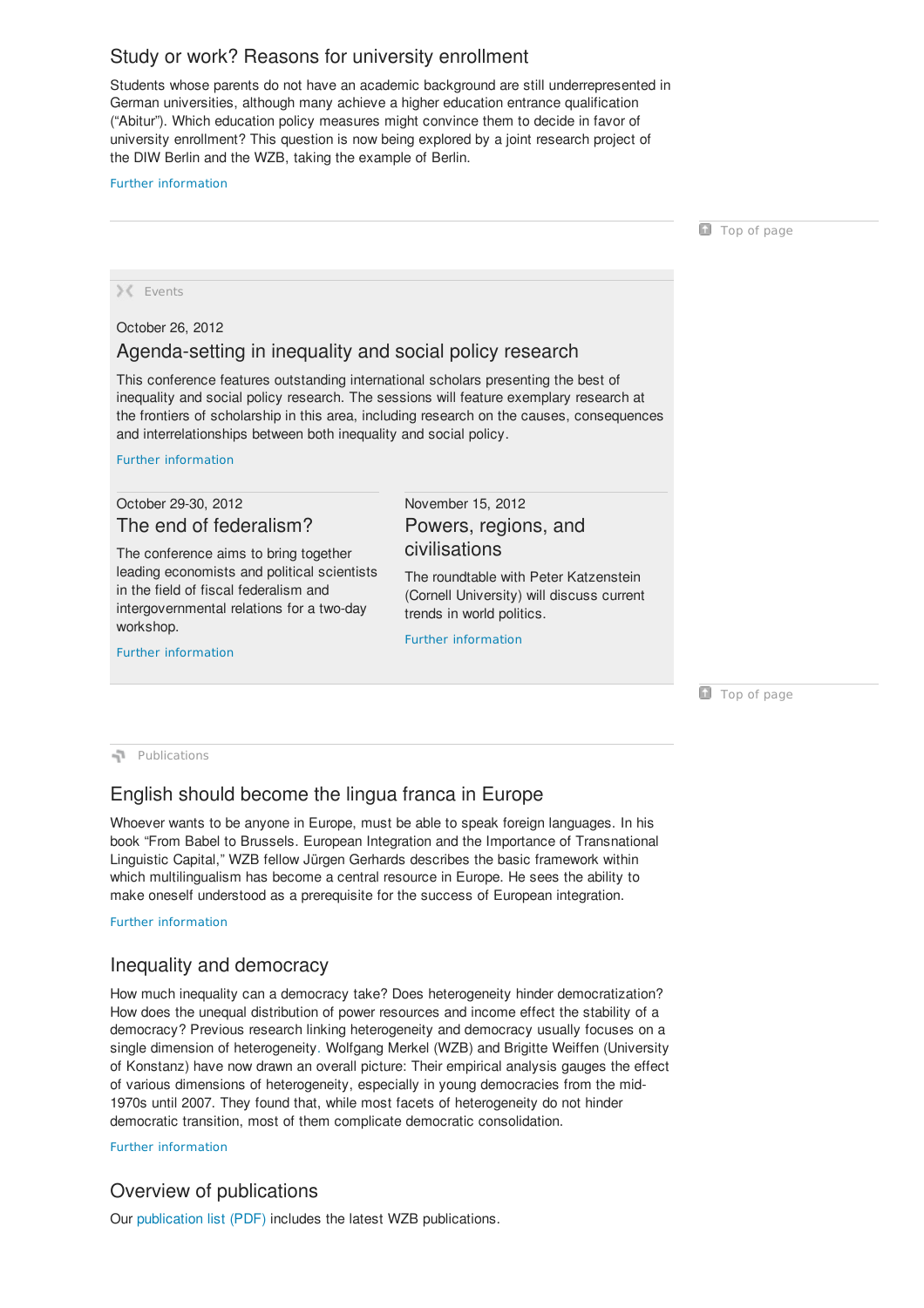## Study or work? Reasons for university enrollment

Students whose parents do not have an academic background are still underrepresented in German universities, although many achieve a higher education entrance qualification ("Abitur"). Which education policy measures might convince them to decide in favor of university enrollment? This question is now being explored by a joint research project of the DIW Berlin and the WZB, taking the example of Berlin.

Further information

Top of page

Events

October 26, 2012

## Agenda-setting in inequality and social policy research

This conference features outstanding international scholars presenting the best of inequality and social policy research. The sessions will feature exemplary research at the frontiers of scholarship in this area, including research on the causes, consequences and interrelationships between both inequality and social policy.

Further information

October 29-30, 2012

## The end of federalism?

The conference aims to bring together leading economists and political scientists in the field of fiscal federalism and intergovernmental relations for a two-day workshop.

Further information

November 15, 2012

## Powers, regions, and civilisations

The roundtable with Peter Katzenstein (Cornell University) will discuss current trends in world politics.

Further information

Top of page

Publications

## English should become the lingua franca in Europe

Whoever wants to be anyone in Europe, must be able to speak foreign languages. In his book "From Babel to Brussels. European Integration and the Importance of Transnational Linguistic Capital," WZB fellow Jürgen Gerhards describes the basic framework within which multilingualism has become a central resource in Europe. He sees the ability to make oneself understood as a prerequisite for the success of European integration.

Further information

## Inequality and democracy

How much inequality can a democracy take? Does heterogeneity hinder democratization? How does the unequal distribution of power resources and income effect the stability of a democracy? Previous research linking heterogeneity and democracy usually focuses on a single dimension of heterogeneity. Wolfgang Merkel (WZB) and Brigitte Weiffen (University of Konstanz) have now drawn an overall picture: Their empirical analysis gauges the effect of various dimensions of heterogeneity, especially in young democracies from the mid-1970s until 2007. They found that, while most facets of heterogeneity do not hinder democratic transition, most of them complicate democratic consolidation.

Further information

## Overview of publications

Our publication list (PDF) includes the latest WZB publications.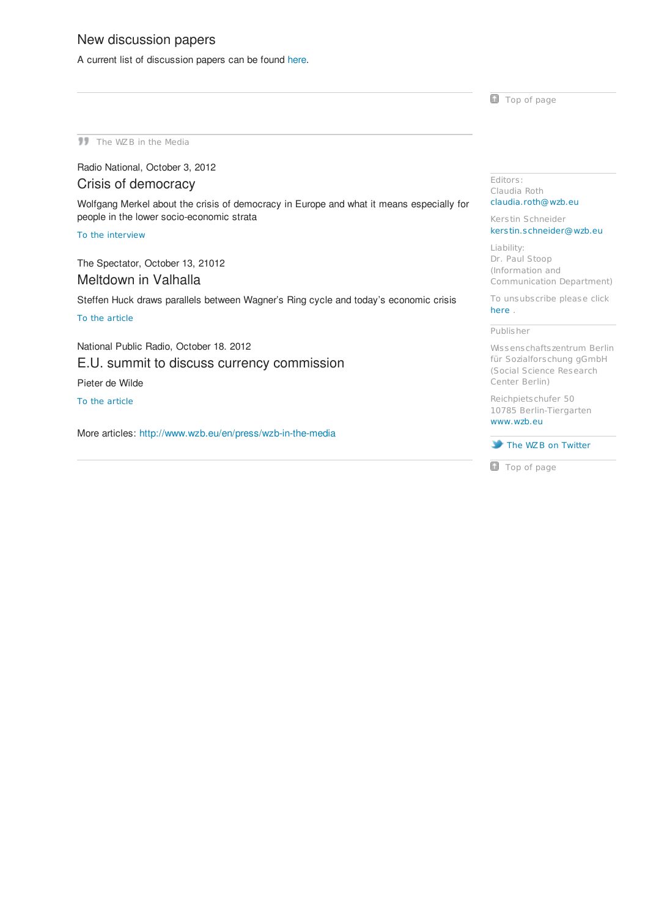## New discussion papers

A current list of discussion papers can be found here.

Top of page

The WZB in the Media

Radio National, October 3, 2012

### Crisis of democracy

Wolfgang Merkel about the crisis of democracy in Europe and what it means especially for people in the lower socio-economic strata

To the interview

The Spectator, October 13, 21012

### Meltdown in Valhalla

Steffen Huck draws parallels between Wagner's Ring cycle and today's economic crisis

To the article

National Public Radio, October 18. 2012

### E.U. summit to discuss currency commission

Pieter de Wilde

To the article

More articles: http://www.wzb.eu/en/press/wzb-in-the-media

Editors:
Claudia Roth
claudia.roth@wzb.eu

Kerstin Schneider
kerstin.schneider@wzb.eu

Liability:
Dr. Paul Stoop
(Information and Communication Department)

To unsubscribe please click here .

Publisher

Wissenschaftszentrum Berlin für Sozialforschung gGmbH (Social Science Research Center Berlin)

Reichpietschufer 50
10785 Berlin-Tiergarten
www.wzb.eu

The WZB on Twitter

Top of page